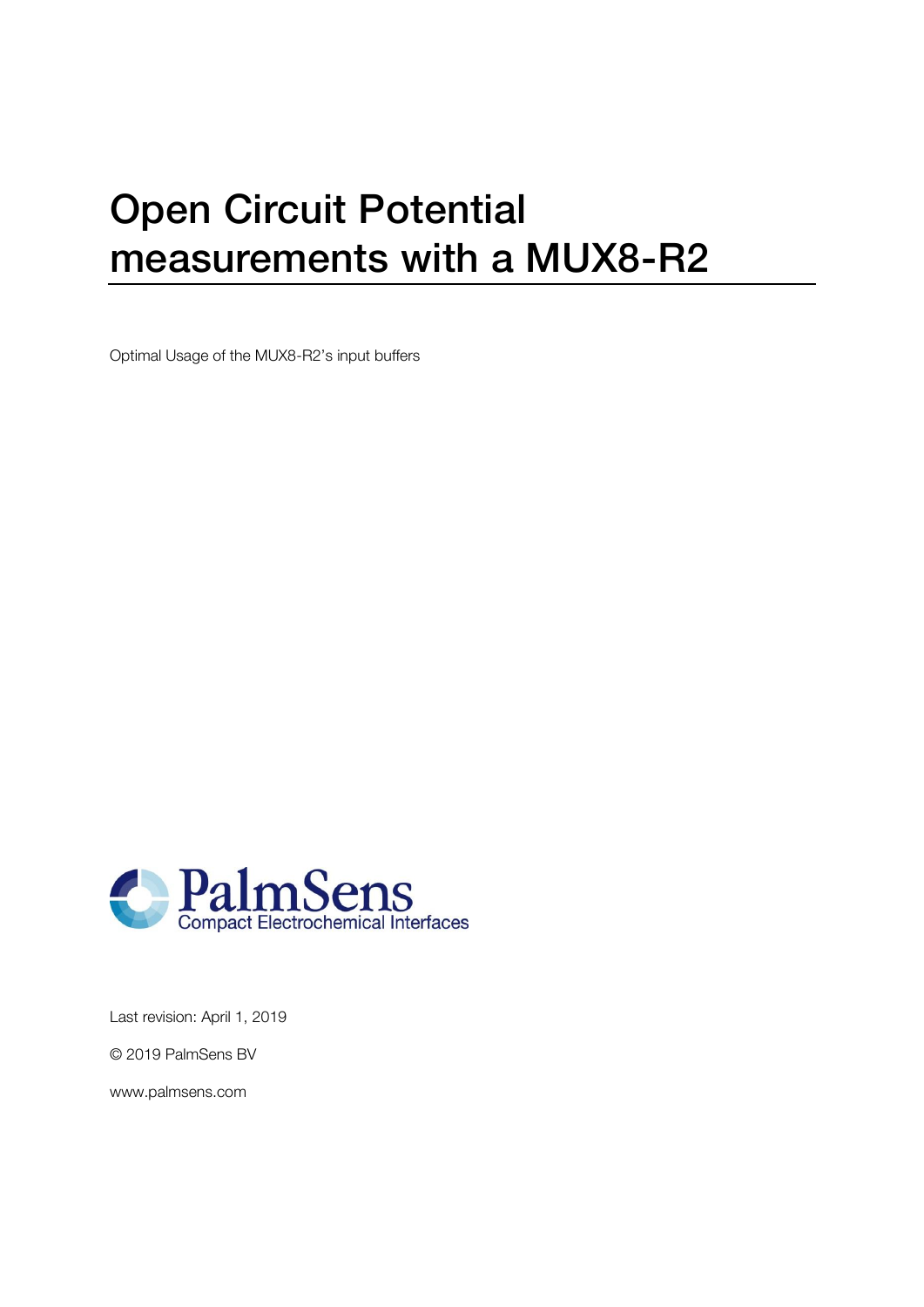# Open Circuit Potential measurements with a MUX8-R2

Optimal Usage of the MUX8-R2's input buffers

PalmSens
Compact Electrochemical Interfaces

Last revision: April 1, 2019

© 2019 PalmSens BV

www.palmsens.com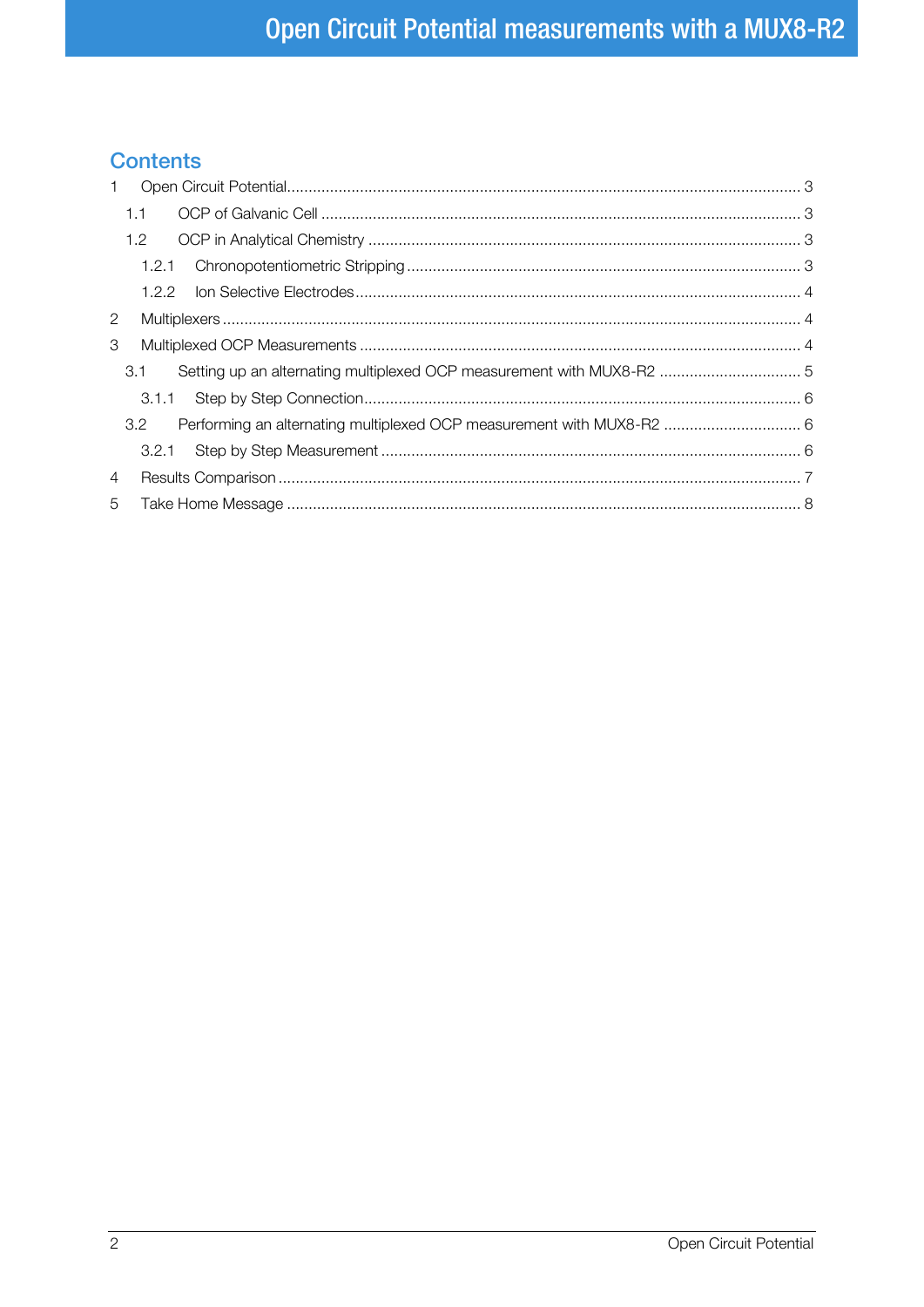## Contents

1 Open Circuit Potential ........ 3
  1.1 OCP of Galvanic Cell ........ 3
  1.2 OCP in Analytical Chemistry ........ 3
    1.2.1 Chronopotentiometric Stripping ........ 3
    1.2.2 Ion Selective Electrodes ........ 4
2 Multiplexers ........ 4
3 Multiplexed OCP Measurements ........ 4
  3.1 Setting up an alternating multiplexed OCP measurement with MUX8-R2 ........ 5
    3.1.1 Step by Step Connection ........ 6
  3.2 Performing an alternating multiplexed OCP measurement with MUX8-R2 ........ 6
    3.2.1 Step by Step Measurement ........ 6
4 Results Comparison ........ 7
5 Take Home Message ........ 8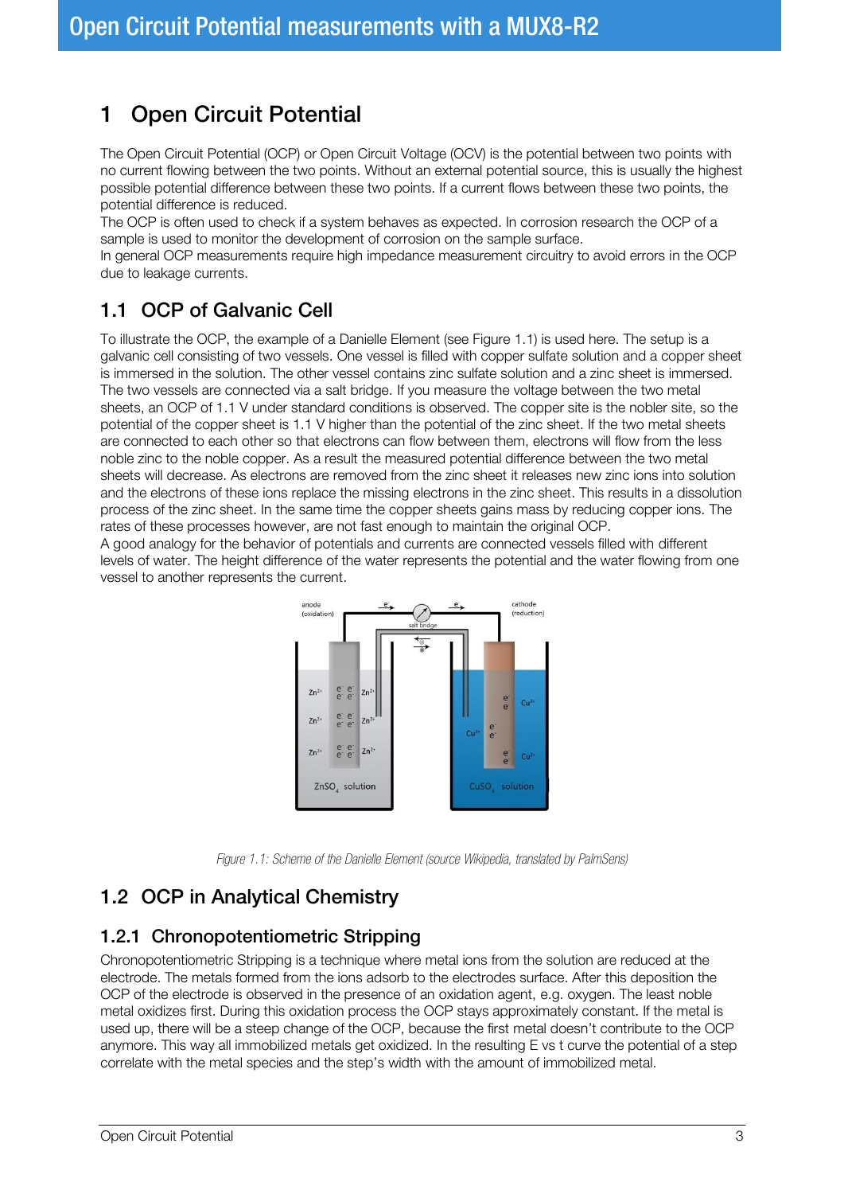# 1 Open Circuit Potential

The Open Circuit Potential (OCP) or Open Circuit Voltage (OCV) is the potential between two points with no current flowing between the two points. Without an external potential source, this is usually the highest possible potential difference between these two points. If a current flows between these two points, the potential difference is reduced.
The OCP is often used to check if a system behaves as expected. In corrosion research the OCP of a sample is used to monitor the development of corrosion on the sample surface.
In general OCP measurements require high impedance measurement circuitry to avoid errors in the OCP due to leakage currents.

## 1.1 OCP of Galvanic Cell

To illustrate the OCP, the example of a Danielle Element (see Figure 1.1) is used here. The setup is a galvanic cell consisting of two vessels. One vessel is filled with copper sulfate solution and a copper sheet is immersed in the solution. The other vessel contains zinc sulfate solution and a zinc sheet is immersed. The two vessels are connected via a salt bridge. If you measure the voltage between the two metal sheets, an OCP of 1.1 V under standard conditions is observed. The copper site is the nobler site, so the potential of the copper sheet is 1.1 V higher than the potential of the zinc sheet. If the two metal sheets are connected to each other so that electrons can flow between them, electrons will flow from the less noble zinc to the noble copper. As a result the measured potential difference between the two metal sheets will decrease. As electrons are removed from the zinc sheet it releases new zinc ions into solution and the electrons of these ions replace the missing electrons in the zinc sheet. This results in a dissolution process of the zinc sheet. In the same time the copper sheets gains mass by reducing copper ions. The rates of these processes however, are not fast enough to maintain the original OCP.
A good analogy for the behavior of potentials and currents are connected vessels filled with different levels of water. The height difference of the water represents the potential and the water flowing from one vessel to another represents the current.

*Figure 1.1: Scheme of the Danielle Element (source Wikipedia, translated by PalmSens)*

## 1.2 OCP in Analytical Chemistry

### 1.2.1 Chronopotentiometric Stripping

Chronopotentiometric Stripping is a technique where metal ions from the solution are reduced at the electrode. The metals formed from the ions adsorb to the electrodes surface. After this deposition the OCP of the electrode is observed in the presence of an oxidation agent, e.g. oxygen. The least noble metal oxidizes first. During this oxidation process the OCP stays approximately constant. If the metal is used up, there will be a steep change of the OCP, because the first metal doesn't contribute to the OCP anymore. This way all immobilized metals get oxidized. In the resulting E vs t curve the potential of a step correlate with the metal species and the step's width with the amount of immobilized metal.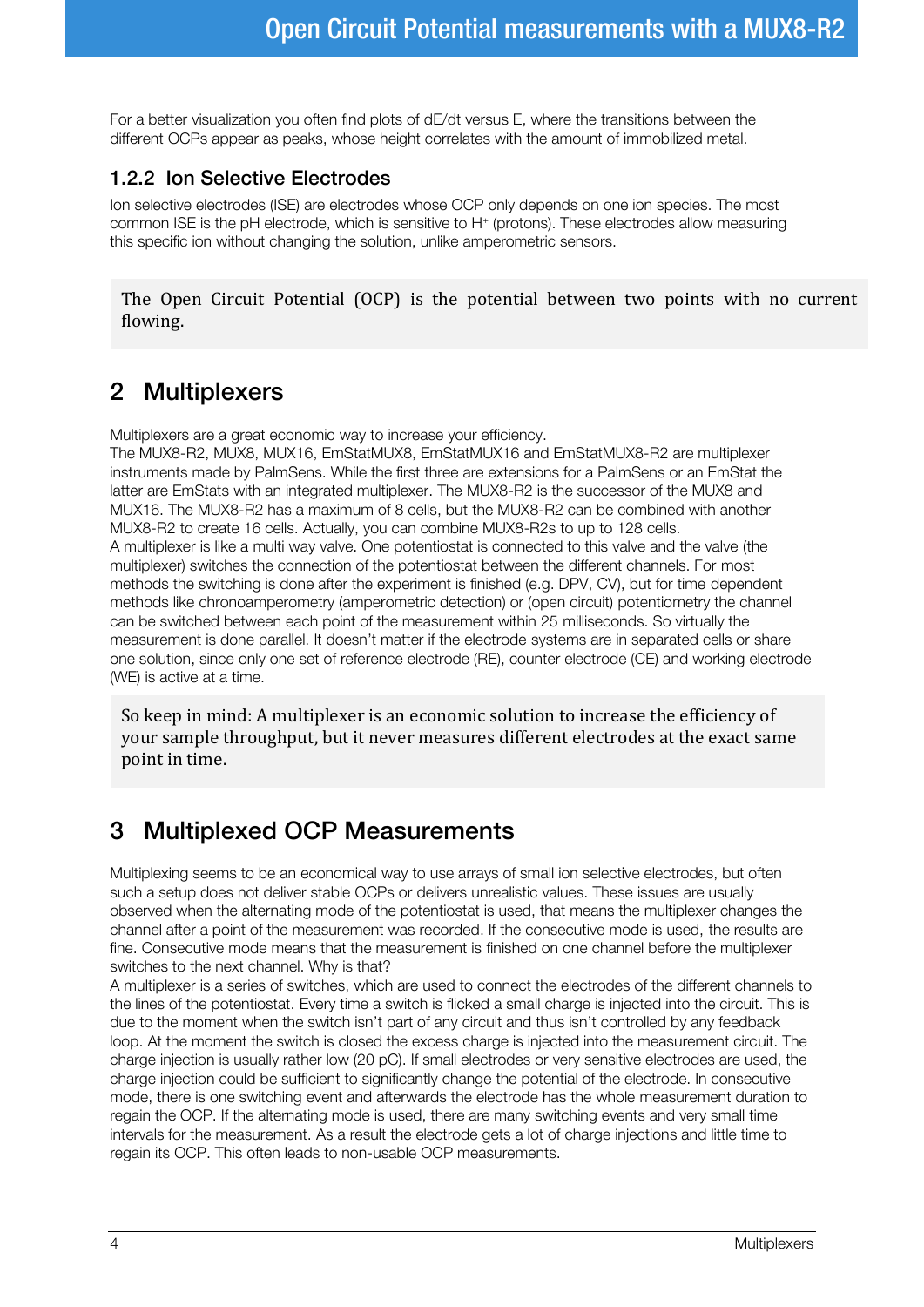For a better visualization you often find plots of dE/dt versus E, where the transitions between the different OCPs appear as peaks, whose height correlates with the amount of immobilized metal.

### 1.2.2 Ion Selective Electrodes

Ion selective electrodes (ISE) are electrodes whose OCP only depends on one ion species. The most common ISE is the pH electrode, which is sensitive to $H^+$ (protons). These electrodes allow measuring this specific ion without changing the solution, unlike amperometric sensors.

> The Open Circuit Potential (OCP) is the potential between two points with no current flowing.

## 2 Multiplexers

Multiplexers are a great economic way to increase your efficiency.
The MUX8-R2, MUX8, MUX16, EmStatMUX8, EmStatMUX16 and EmStatMUX8-R2 are multiplexer instruments made by PalmSens. While the first three are extensions for a PalmSens or an EmStat the latter are EmStats with an integrated multiplexer. The MUX8-R2 is the successor of the MUX8 and MUX16. The MUX8-R2 has a maximum of 8 cells, but the MUX8-R2 can be combined with another MUX8-R2 to create 16 cells. Actually, you can combine MUX8-R2s to up to 128 cells.
A multiplexer is like a multi way valve. One potentiostat is connected to this valve and the valve (the multiplexer) switches the connection of the potentiostat between the different channels. For most methods the switching is done after the experiment is finished (e.g. DPV, CV), but for time dependent methods like chronoamperometry (amperometric detection) or (open circuit) potentiometry the channel can be switched between each point of the measurement within 25 milliseconds. So virtually the measurement is done parallel. It doesn't matter if the electrode systems are in separated cells or share one solution, since only one set of reference electrode (RE), counter electrode (CE) and working electrode (WE) is active at a time.

> So keep in mind: A multiplexer is an economic solution to increase the efficiency of your sample throughput, but it never measures different electrodes at the exact same point in time.

## 3 Multiplexed OCP Measurements

Multiplexing seems to be an economical way to use arrays of small ion selective electrodes, but often such a setup does not deliver stable OCPs or delivers unrealistic values. These issues are usually observed when the alternating mode of the potentiostat is used, that means the multiplexer changes the channel after a point of the measurement was recorded. If the consecutive mode is used, the results are fine. Consecutive mode means that the measurement is finished on one channel before the multiplexer switches to the next channel. Why is that?
A multiplexer is a series of switches, which are used to connect the electrodes of the different channels to the lines of the potentiostat. Every time a switch is flicked a small charge is injected into the circuit. This is due to the moment when the switch isn't part of any circuit and thus isn't controlled by any feedback loop. At the moment the switch is closed the excess charge is injected into the measurement circuit. The charge injection is usually rather low (20 pC). If small electrodes or very sensitive electrodes are used, the charge injection could be sufficient to significantly change the potential of the electrode. In consecutive mode, there is one switching event and afterwards the electrode has the whole measurement duration to regain the OCP. If the alternating mode is used, there are many switching events and very small time intervals for the measurement. As a result the electrode gets a lot of charge injections and little time to regain its OCP. This often leads to non-usable OCP measurements.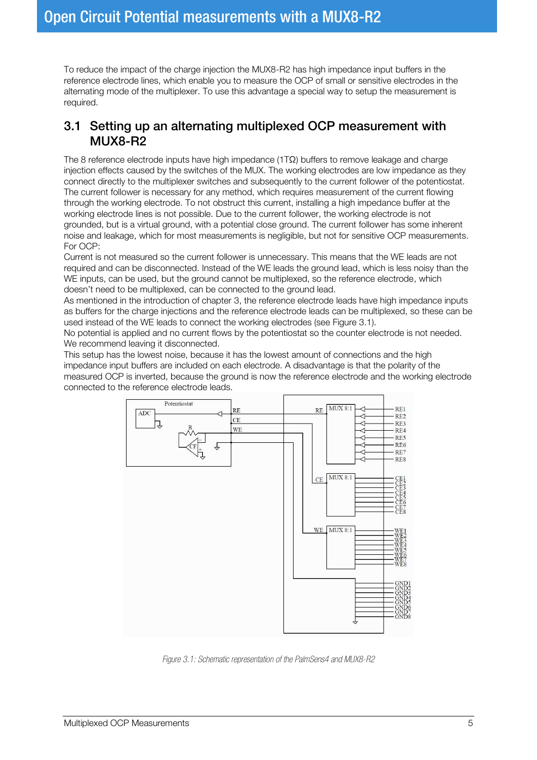To reduce the impact of the charge injection the MUX8-R2 has high impedance input buffers in the reference electrode lines, which enable you to measure the OCP of small or sensitive electrodes in the alternating mode of the multiplexer. To use this advantage a special way to setup the measurement is required.

## 3.1 Setting up an alternating multiplexed OCP measurement with MUX8-R2

The 8 reference electrode inputs have high impedance (1TΩ) buffers to remove leakage and charge injection effects caused by the switches of the MUX. The working electrodes are low impedance as they connect directly to the multiplexer switches and subsequently to the current follower of the potentiostat. The current follower is necessary for any method, which requires measurement of the current flowing through the working electrode. To not obstruct this current, installing a high impedance buffer at the working electrode lines is not possible. Due to the current follower, the working electrode is not grounded, but is a virtual ground, with a potential close ground. The current follower has some inherent noise and leakage, which for most measurements is negligible, but not for sensitive OCP measurements.
For OCP:
Current is not measured so the current follower is unnecessary. This means that the WE leads are not required and can be disconnected. Instead of the WE leads the ground lead, which is less noisy than the WE inputs, can be used, but the ground cannot be multiplexed, so the reference electrode, which doesn't need to be multiplexed, can be connected to the ground lead.
As mentioned in the introduction of chapter 3, the reference electrode leads have high impedance inputs as buffers for the charge injections and the reference electrode leads can be multiplexed, so these can be used instead of the WE leads to connect the working electrodes (see Figure 3.1).
No potential is applied and no current flows by the potentiostat so the counter electrode is not needed. We recommend leaving it disconnected.
This setup has the lowest noise, because it has the lowest amount of connections and the high impedance input buffers are included on each electrode. A disadvantage is that the polarity of the measured OCP is inverted, because the ground is now the reference electrode and the working electrode connected to the reference electrode leads.

*Figure 3.1: Schematic representation of the PalmSens4 and MUX8-R2*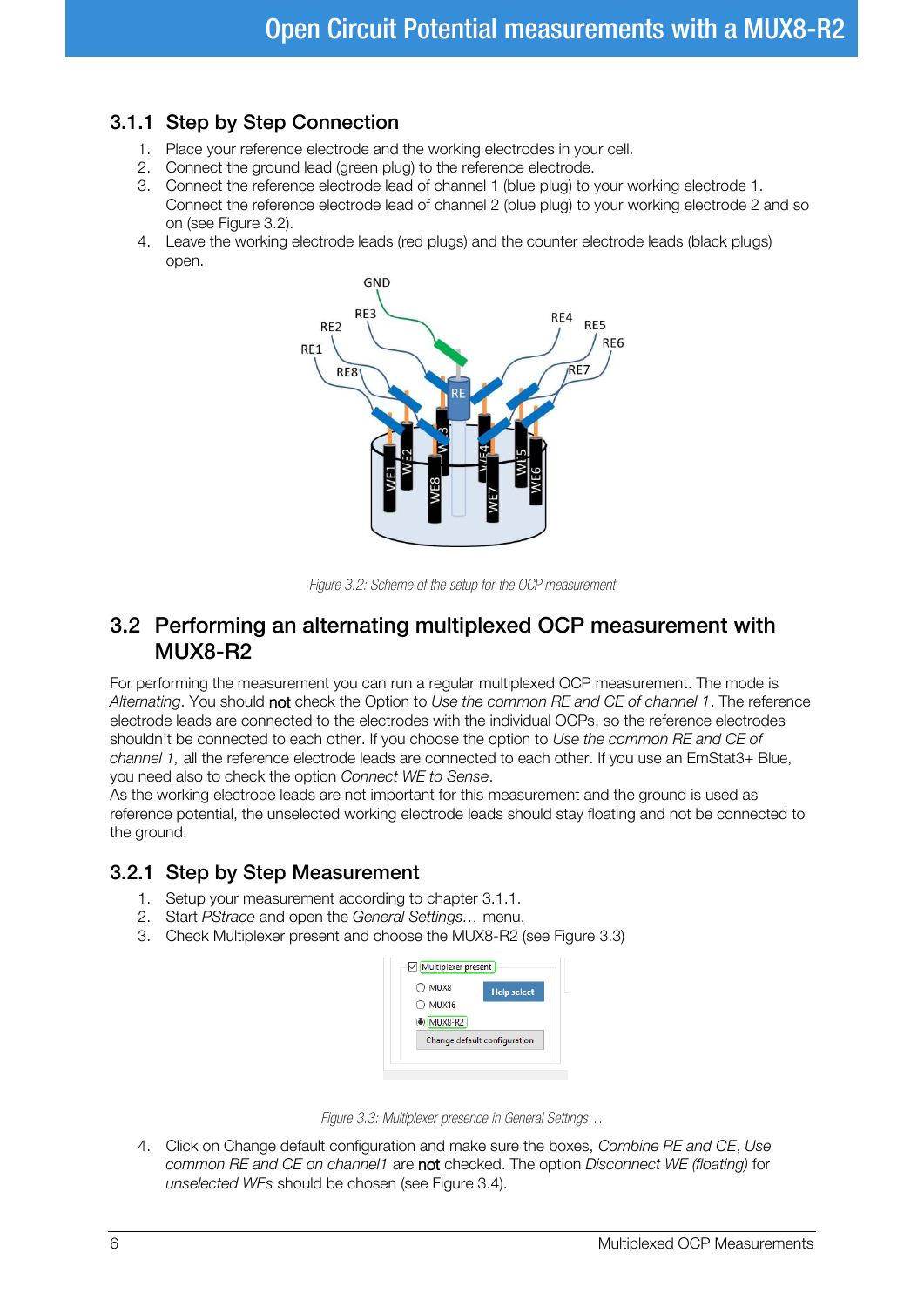### 3.1.1 Step by Step Connection

1. Place your reference electrode and the working electrodes in your cell.
2. Connect the ground lead (green plug) to the reference electrode.
3. Connect the reference electrode lead of channel 1 (blue plug) to your working electrode 1. Connect the reference electrode lead of channel 2 (blue plug) to your working electrode 2 and so on (see Figure 3.2).
4. Leave the working electrode leads (red plugs) and the counter electrode leads (black plugs) open.

*Figure 3.2: Scheme of the setup for the OCP measurement*

## 3.2 Performing an alternating multiplexed OCP measurement with MUX8-R2

For performing the measurement you can run a regular multiplexed OCP measurement. The mode is *Alternating*. You should **not** check the Option to *Use the common RE and CE of channel 1*. The reference electrode leads are connected to the electrodes with the individual OCPs, so the reference electrodes shouldn't be connected to each other. If you choose the option to *Use the common RE and CE of channel 1,* all the reference electrode leads are connected to each other. If you use an EmStat3+ Blue, you need also to check the option *Connect WE to Sense*.
As the working electrode leads are not important for this measurement and the ground is used as reference potential, the unselected working electrode leads should stay floating and not be connected to the ground.

### 3.2.1 Step by Step Measurement

1. Setup your measurement according to chapter 3.1.1.
2. Start *PStrace* and open the *General Settings…* menu.
3. Check Multiplexer present and choose the MUX8-R2 (see Figure 3.3)

*Figure 3.3: Multiplexer presence in General Settings…*

4. Click on Change default configuration and make sure the boxes, *Combine RE and CE*, *Use common RE and CE on channel1* are **not** checked. The option *Disconnect WE (floating)* for *unselected WEs* should be chosen (see Figure 3.4).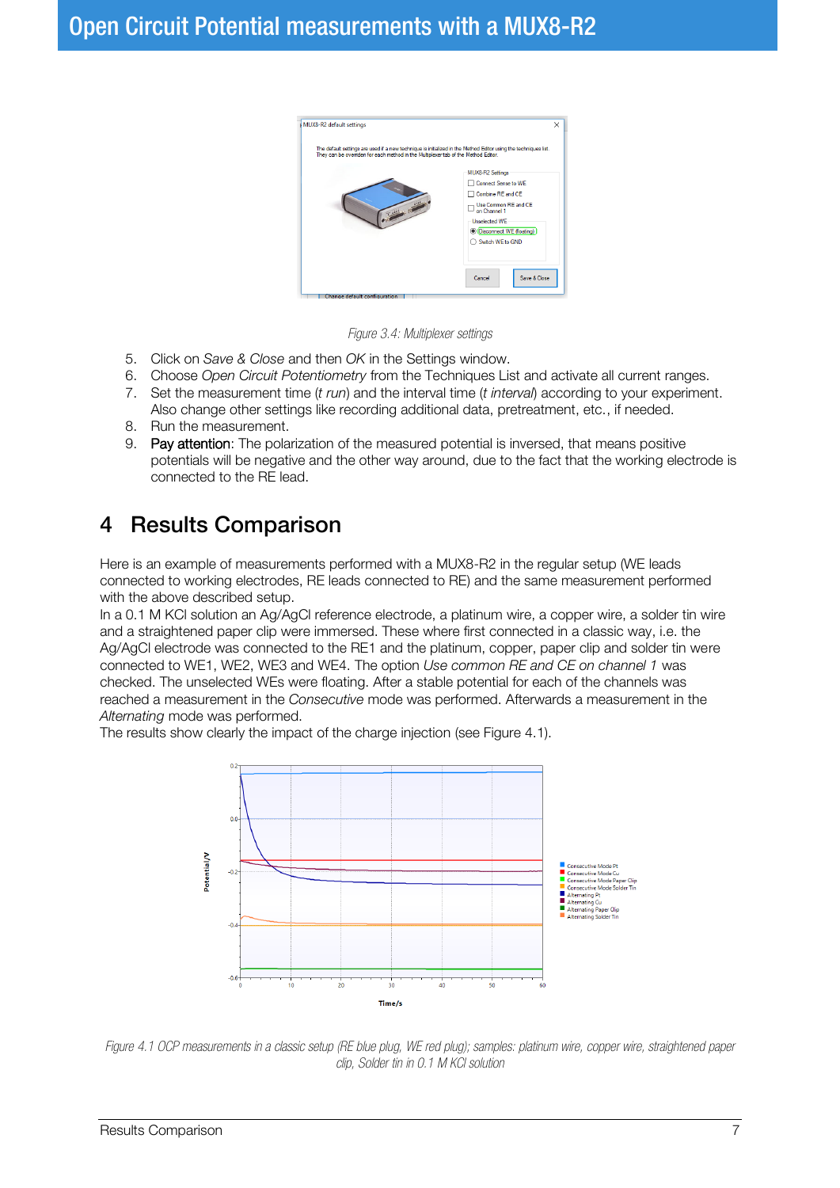Figure 3.4: Multiplexer settings

5. Click on *Save & Close* and then *OK* in the Settings window.
6. Choose *Open Circuit Potentiometry* from the Techniques List and activate all current ranges.
7. Set the measurement time (*t run*) and the interval time (*t interval*) according to your experiment. Also change other settings like recording additional data, pretreatment, etc., if needed.
8. Run the measurement.
9. Pay attention: The polarization of the measured potential is inversed, that means positive potentials will be negative and the other way around, due to the fact that the working electrode is connected to the RE lead.

# 4 Results Comparison

Here is an example of measurements performed with a MUX8-R2 in the regular setup (WE leads connected to working electrodes, RE leads connected to RE) and the same measurement performed with the above described setup.
In a 0.1 M KCl solution an Ag/AgCl reference electrode, a platinum wire, a copper wire, a solder tin wire and a straightened paper clip were immersed. These where first connected in a classic way, i.e. the Ag/AgCl electrode was connected to the RE1 and the platinum, copper, paper clip and solder tin were connected to WE1, WE2, WE3 and WE4. The option *Use common RE and CE on channel 1* was checked. The unselected WEs were floating. After a stable potential for each of the channels was reached a measurement in the *Consecutive* mode was performed. Afterwards a measurement in the *Alternating* mode was performed.
The results show clearly the impact of the charge injection (see Figure 4.1).

Figure 4.1 OCP measurements in a classic setup (RE blue plug, WE red plug); samples: platinum wire, copper wire, straightened paper clip, Solder tin in 0.1 M KCl solution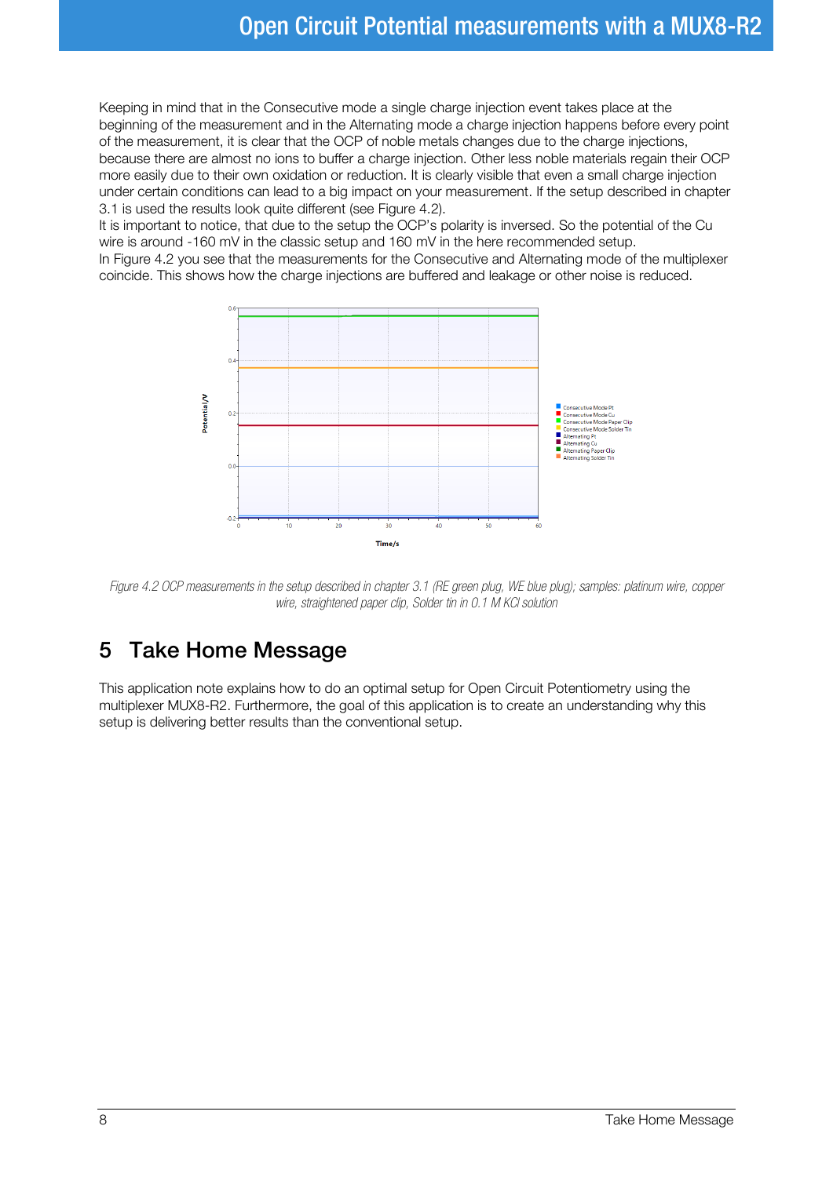Keeping in mind that in the Consecutive mode a single charge injection event takes place at the beginning of the measurement and in the Alternating mode a charge injection happens before every point of the measurement, it is clear that the OCP of noble metals changes due to the charge injections, because there are almost no ions to buffer a charge injection. Other less noble materials regain their OCP more easily due to their own oxidation or reduction. It is clearly visible that even a small charge injection under certain conditions can lead to a big impact on your measurement. If the setup described in chapter 3.1 is used the results look quite different (see Figure 4.2).
It is important to notice, that due to the setup the OCP's polarity is inversed. So the potential of the Cu wire is around -160 mV in the classic setup and 160 mV in the here recommended setup.
In Figure 4.2 you see that the measurements for the Consecutive and Alternating mode of the multiplexer coincide. This shows how the charge injections are buffered and leakage or other noise is reduced.

Potential/V
0.6
0.4
0.2
0.0
-0.2
0
10
20
30
40
50
60
Time/s

Consecutive Mode Pt
Consecutive Mode Cu
Consecutive Mode Paper Clip
Consecutive Mode Solder Tin
Alternating Pt
Alternating Cu
Alternating Paper Clip
Alternating Solder Tin

*Figure 4.2 OCP measurements in the setup described in chapter 3.1 (RE green plug, WE blue plug); samples: platinum wire, copper wire, straightened paper clip, Solder tin in 0.1 M KCl solution*

# 5 Take Home Message

This application note explains how to do an optimal setup for Open Circuit Potentiometry using the multiplexer MUX8-R2. Furthermore, the goal of this application is to create an understanding why this setup is delivering better results than the conventional setup.